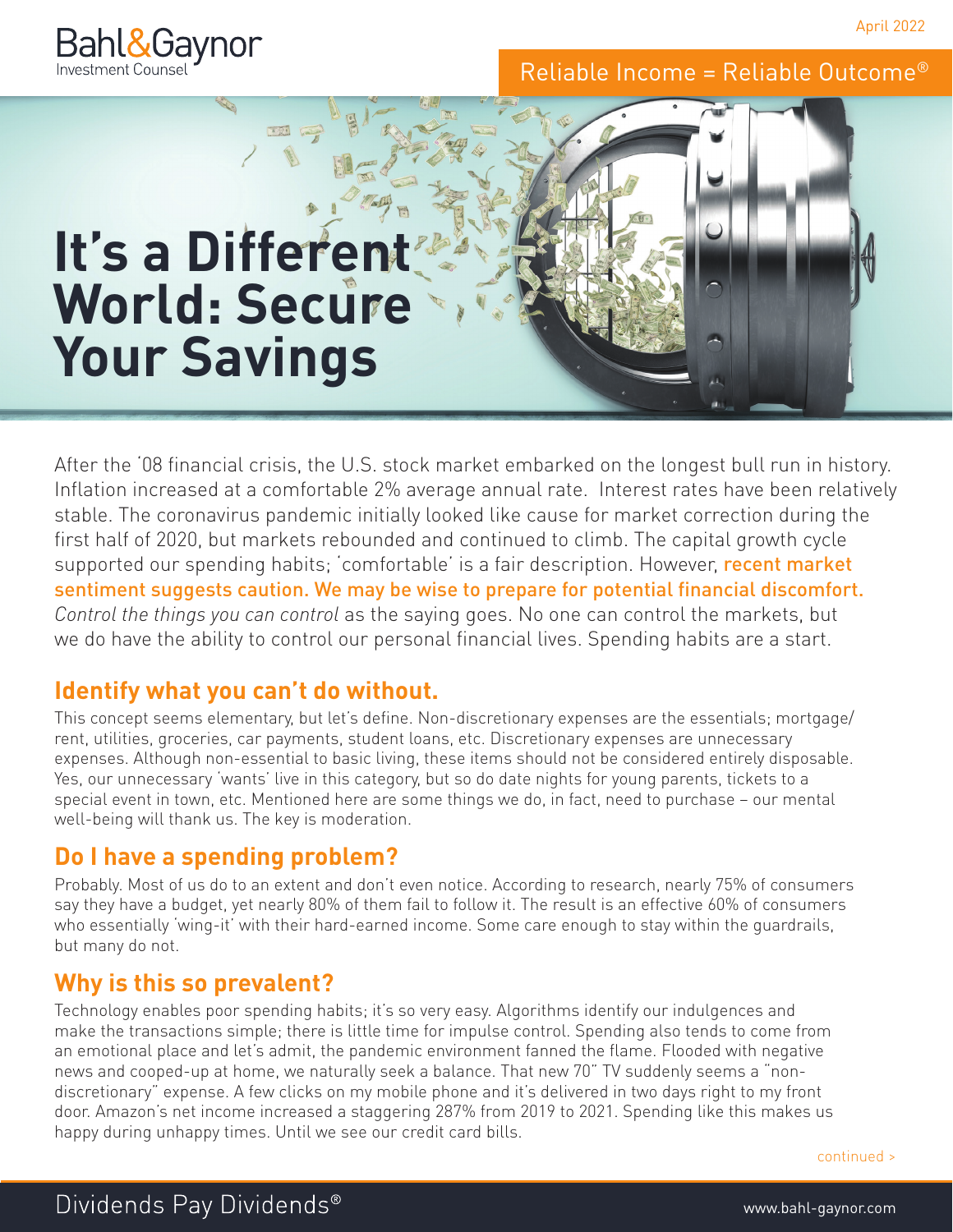# It's a Different World: Secure Your Savings

After the '08 financial crisis, the U.S. stock market embarked on the longest bull run in history. Inflation increased at a comfortable 2% average annual rate. Interest rates have been relatively stable. The coronavirus pandemic initially looked like cause for market correction during the first half of 2020, but markets rebounded and continued to climb. The capital growth cycle supported our spending habits; 'comfortable' is a fair description. However, **recent market sentiment suggests caution. We may be wise to prepare for potential financial discomfort.** *Control the things you can control* as the saying goes. No one can control the markets, but we do have the ability to control our personal financial lives. Spending habits are a start.

## Identify what you can't do without.

This concept seems elementary, but let's define. Non-discretionary expenses are the essentials; mortgage/rent, utilities, groceries, car payments, student loans, etc. Discretionary expenses are unnecessary expenses. Although non-essential to basic living, these items should not be considered entirely disposable. Yes, our unnecessary 'wants' live in this category, but so do date nights for young parents, tickets to a special event in town, etc. Mentioned here are some things we do, in fact, need to purchase – our mental well-being will thank us. The key is moderation.

## Do I have a spending problem?

Probably. Most of us do to an extent and don't even notice. According to research, nearly 75% of consumers say they have a budget, yet nearly 80% of them fail to follow it. The result is an effective 60% of consumers who essentially 'wing-it' with their hard-earned income. Some care enough to stay within the guardrails, but many do not.

## Why is this so prevalent?

Technology enables poor spending habits; it's so very easy. Algorithms identify our indulgences and make the transactions simple; there is little time for impulse control. Spending also tends to come from an emotional place and let's admit, the pandemic environment fanned the flame. Flooded with negative news and cooped-up at home, we naturally seek a balance. That new 70" TV suddenly seems a "non-discretionary" expense. A few clicks on my mobile phone and it's delivered in two days right to my front door. Amazon's net income increased a staggering 287% from 2019 to 2021. Spending like this makes us happy during unhappy times. Until we see our credit card bills.

continued >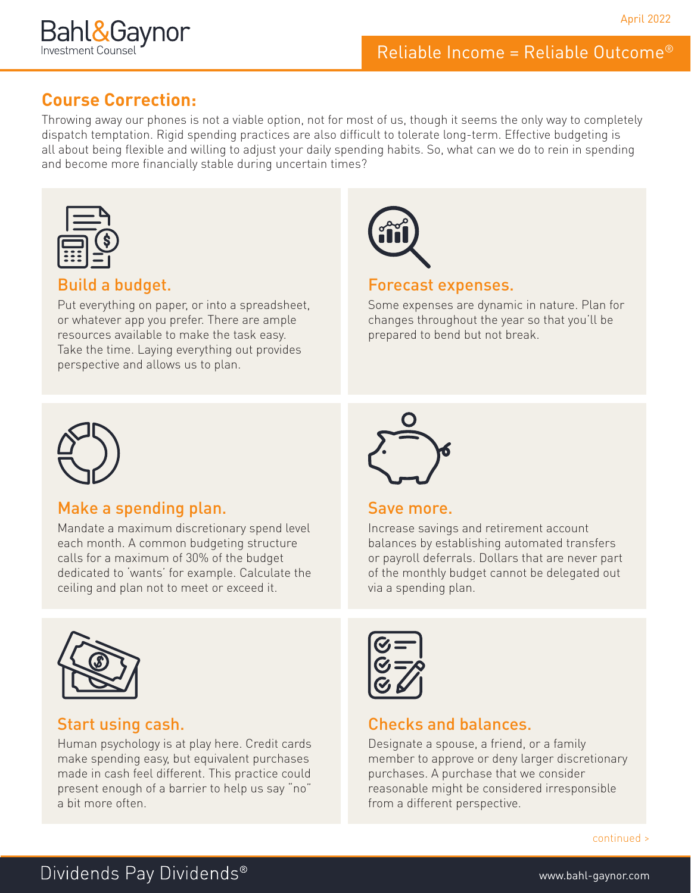## Course Correction:

Throwing away our phones is not a viable option, not for most of us, though it seems the only way to completely dispatch temptation. Rigid spending practices are also difficult to tolerate long-term. Effective budgeting is all about being flexible and willing to adjust your daily spending habits. So, what can we do to rein in spending and become more financially stable during uncertain times?

### Build a budget.

Put everything on paper, or into a spreadsheet, or whatever app you prefer. There are ample resources available to make the task easy. Take the time. Laying everything out provides perspective and allows us to plan.

### Forecast expenses.

Some expenses are dynamic in nature. Plan for changes throughout the year so that you'll be prepared to bend but not break.

### Make a spending plan.

Mandate a maximum discretionary spend level each month. A common budgeting structure calls for a maximum of 30% of the budget dedicated to 'wants' for example. Calculate the ceiling and plan not to meet or exceed it.

### Save more.

Increase savings and retirement account balances by establishing automated transfers or payroll deferrals. Dollars that are never part of the monthly budget cannot be delegated out via a spending plan.

### Start using cash.

Human psychology is at play here. Credit cards make spending easy, but equivalent purchases made in cash feel different. This practice could present enough of a barrier to help us say "no" a bit more often.

### Checks and balances.

Designate a spouse, a friend, or a family member to approve or deny larger discretionary purchases. A purchase that we consider reasonable might be considered irresponsible from a different perspective.

continued >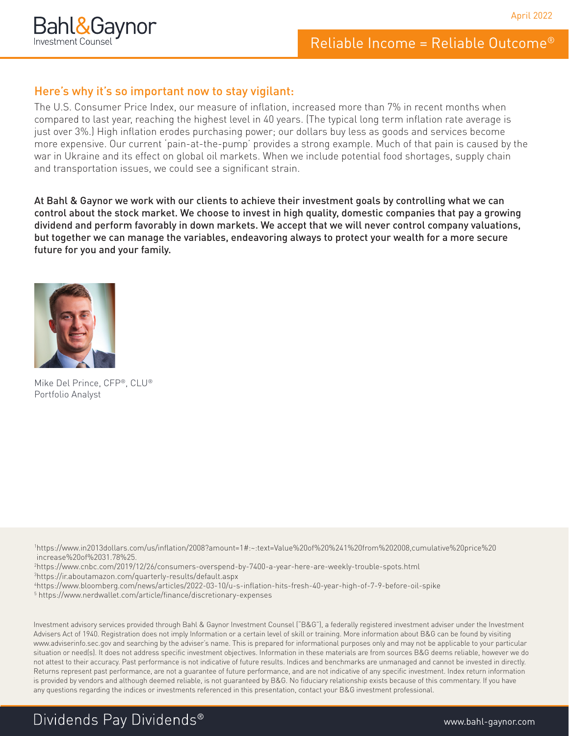## Here's why it's so important now to stay vigilant:

The U.S. Consumer Price Index, our measure of inflation, increased more than 7% in recent months when compared to last year, reaching the highest level in 40 years. (The typical long term inflation rate average is just over 3%.) High inflation erodes purchasing power; our dollars buy less as goods and services become more expensive. Our current 'pain-at-the-pump' provides a strong example. Much of that pain is caused by the war in Ukraine and its effect on global oil markets. When we include potential food shortages, supply chain and transportation issues, we could see a significant strain.

At Bahl & Gaynor we work with our clients to achieve their investment goals by controlling what we can control about the stock market. We choose to invest in high quality, domestic companies that pay a growing dividend and perform favorably in down markets. We accept that we will never control company valuations, but together we can manage the variables, endeavoring always to protect your wealth for a more secure future for you and your family.

Mike Del Prince, CFP®, CLU®
Portfolio Analyst

[1]https://www.in2013dollars.com/us/inflation/2008?amount=1#:~:text=Value%20of%20%241%20from%202008,cumulative%20price%20increase%20of%2031.78%25.
[2]https://www.cnbc.com/2019/12/26/consumers-overspend-by-7400-a-year-here-are-weekly-trouble-spots.html
[3]https://ir.aboutamazon.com/quarterly-results/default.aspx
[4]https://www.bloomberg.com/news/articles/2022-03-10/u-s-inflation-hits-fresh-40-year-high-of-7-9-before-oil-spike
[5] https://www.nerdwallet.com/article/finance/discretionary-expenses

Investment advisory services provided through Bahl & Gaynor Investment Counsel ("B&G"), a federally registered investment adviser under the Investment Advisers Act of 1940. Registration does not imply Information or a certain level of skill or training. More information about B&G can be found by visiting www.adviserinfo.sec.gov and searching by the adviser's name. This is prepared for informational purposes only and may not be applicable to your particular situation or need(s). It does not address specific investment objectives. Information in these materials are from sources B&G deems reliable, however we do not attest to their accuracy. Past performance is not indicative of future results. Indices and benchmarks are unmanaged and cannot be invested in directly. Returns represent past performance, are not a guarantee of future performance, and are not indicative of any specific investment. Index return information is provided by vendors and although deemed reliable, is not guaranteed by B&G. No fiduciary relationship exists because of this commentary. If you have any questions regarding the indices or investments referenced in this presentation, contact your B&G investment professional.